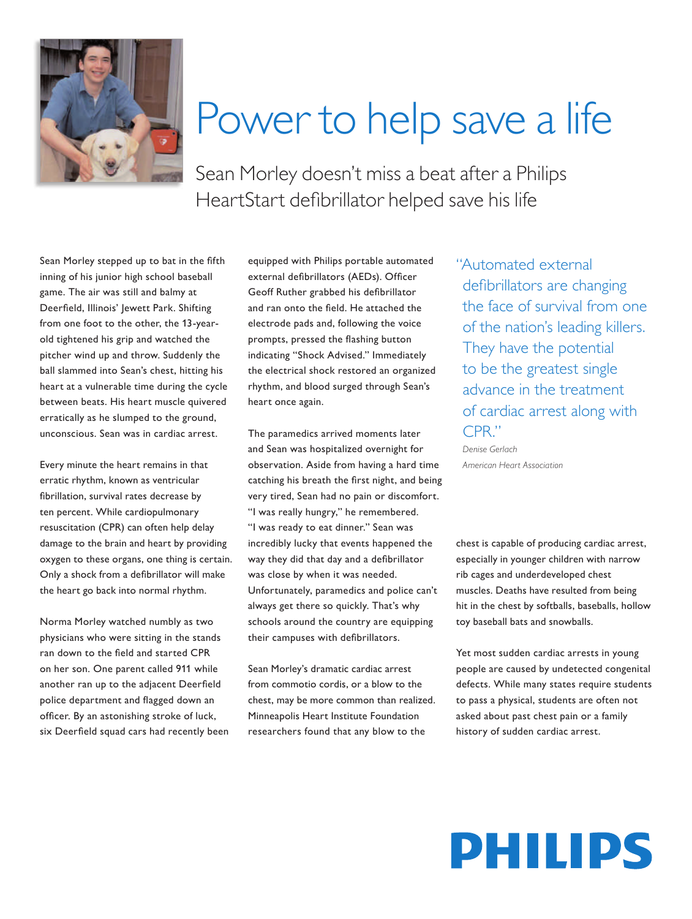# Power to help save a life

## Sean Morley doesn't miss a beat after a Philips HeartStart defibrillator helped save his life

Sean Morley stepped up to bat in the fifth inning of his junior high school baseball game. The air was still and balmy at Deerfield, Illinois' Jewett Park. Shifting from one foot to the other, the 13-year-old tightened his grip and watched the pitcher wind up and throw. Suddenly the ball slammed into Sean's chest, hitting his heart at a vulnerable time during the cycle between beats. His heart muscle quivered erratically as he slumped to the ground, unconscious. Sean was in cardiac arrest.

Every minute the heart remains in that erratic rhythm, known as ventricular fibrillation, survival rates decrease by ten percent. While cardiopulmonary resuscitation (CPR) can often help delay damage to the brain and heart by providing oxygen to these organs, one thing is certain. Only a shock from a defibrillator will make the heart go back into normal rhythm.

Norma Morley watched numbly as two physicians who were sitting in the stands ran down to the field and started CPR on her son. One parent called 911 while another ran up to the adjacent Deerfield police department and flagged down an officer. By an astonishing stroke of luck, six Deerfield squad cars had recently been equipped with Philips portable automated external defibrillators (AEDs). Officer Geoff Ruther grabbed his defibrillator and ran onto the field. He attached the electrode pads and, following the voice prompts, pressed the flashing button indicating "Shock Advised." Immediately the electrical shock restored an organized rhythm, and blood surged through Sean's heart once again.

The paramedics arrived moments later and Sean was hospitalized overnight for observation. Aside from having a hard time catching his breath the first night, and being very tired, Sean had no pain or discomfort. "I was really hungry," he remembered. "I was ready to eat dinner." Sean was incredibly lucky that events happened the way they did that day and a defibrillator was close by when it was needed. Unfortunately, paramedics and police can't always get there so quickly. That's why schools around the country are equipping their campuses with defibrillators.

Sean Morley's dramatic cardiac arrest from commotio cordis, or a blow to the chest, may be more common than realized. Minneapolis Heart Institute Foundation researchers found that any blow to the chest is capable of producing cardiac arrest, especially in younger children with narrow rib cages and underdeveloped chest muscles. Deaths have resulted from being hit in the chest by softballs, baseballs, hollow toy baseball bats and snowballs.

Yet most sudden cardiac arrests in young people are caused by undetected congenital defects. While many states require students to pass a physical, students are often not asked about past chest pain or a family history of sudden cardiac arrest.

> "Automated external defibrillators are changing the face of survival from one of the nation's leading killers. They have the potential to be the greatest single advance in the treatment of cardiac arrest along with CPR."
>
> *Denise Gerlach*
> *American Heart Association*

**PHILIPS**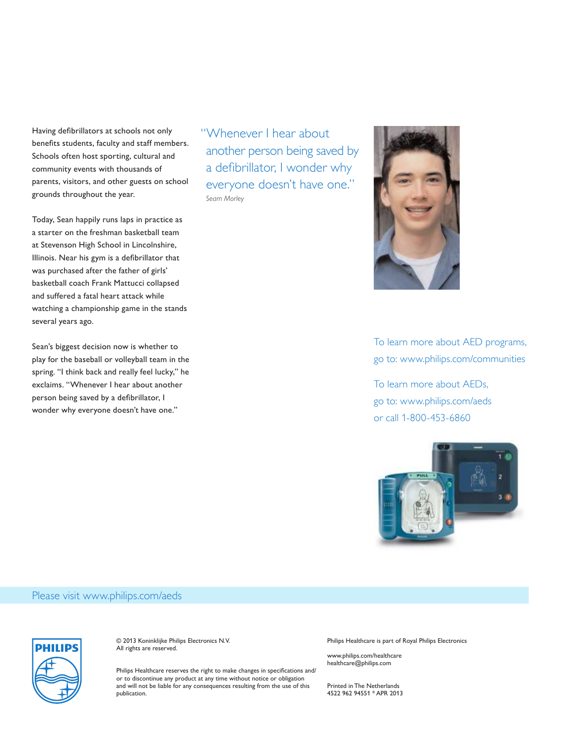Having defibrillators at schools not only benefits students, faculty and staff members. Schools often host sporting, cultural and community events with thousands of parents, visitors, and other guests on school grounds throughout the year.

Today, Sean happily runs laps in practice as a starter on the freshman basketball team at Stevenson High School in Lincolnshire, Illinois. Near his gym is a defibrillator that was purchased after the father of girls' basketball coach Frank Mattucci collapsed and suffered a fatal heart attack while watching a championship game in the stands several years ago.

Sean's biggest decision now is whether to play for the baseball or volleyball team in the spring. "I think back and really feel lucky," he exclaims. "Whenever I hear about another person being saved by a defibrillator, I wonder why everyone doesn't have one."

> "Whenever I hear about another person being saved by a defibrillator, I wonder why everyone doesn't have one."
>
> *Seam Morley*

To learn more about AED programs, go to: www.philips.com/communities

To learn more about AEDs, go to: www.philips.com/aeds or call 1-800-453-6860

Please visit www.philips.com/aeds

© 2013 Koninklijke Philips Electronics N.V.
All rights are reserved.

Philips Healthcare reserves the right to make changes in specifications and/or to discontinue any product at any time without notice or obligation and will not be liable for any consequences resulting from the use of this publication.

Philips Healthcare is part of Royal Philips Electronics

www.philips.com/healthcare
healthcare@philips.com

Printed in The Netherlands
4522 962 94551 * APR 2013